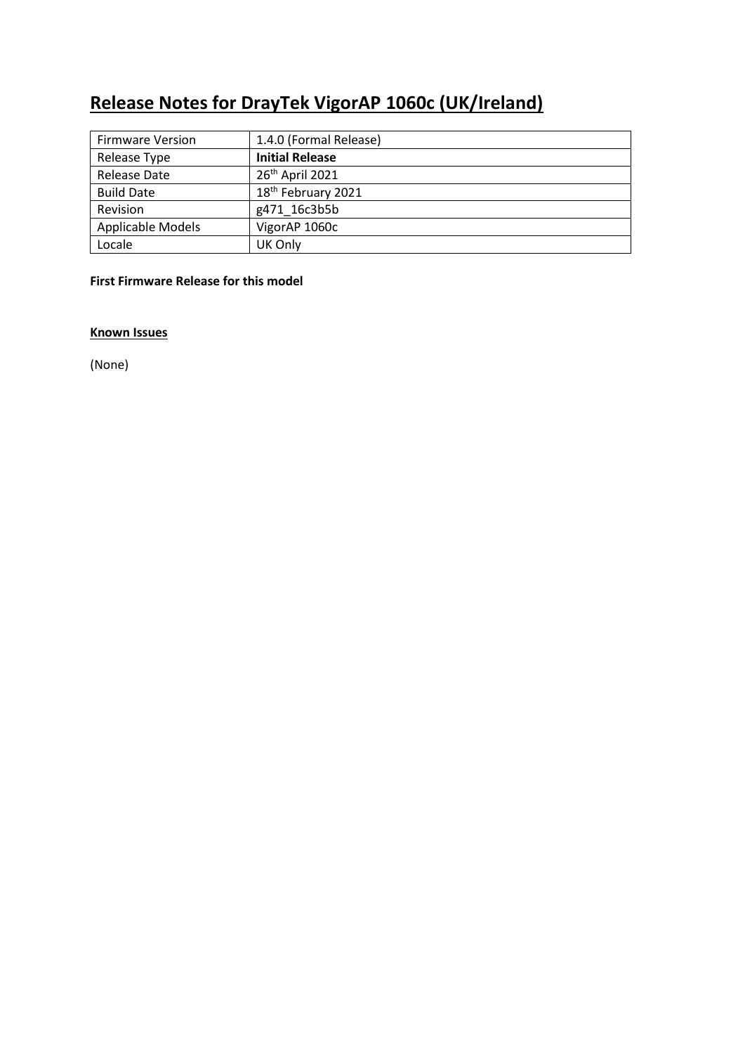# Release Notes for DrayTek VigorAP 1060c (UK/Ireland)

| Firmware Version | 1.4.0 (Formal Release) |
|---|---|
| Release Type | **Initial Release** |
| Release Date | 26th April 2021 |
| Build Date | 18th February 2021 |
| Revision | g471_16c3b5b |
| Applicable Models | VigorAP 1060c |
| Locale | UK Only |

**First Firmware Release for this model**

**Known Issues**

(None)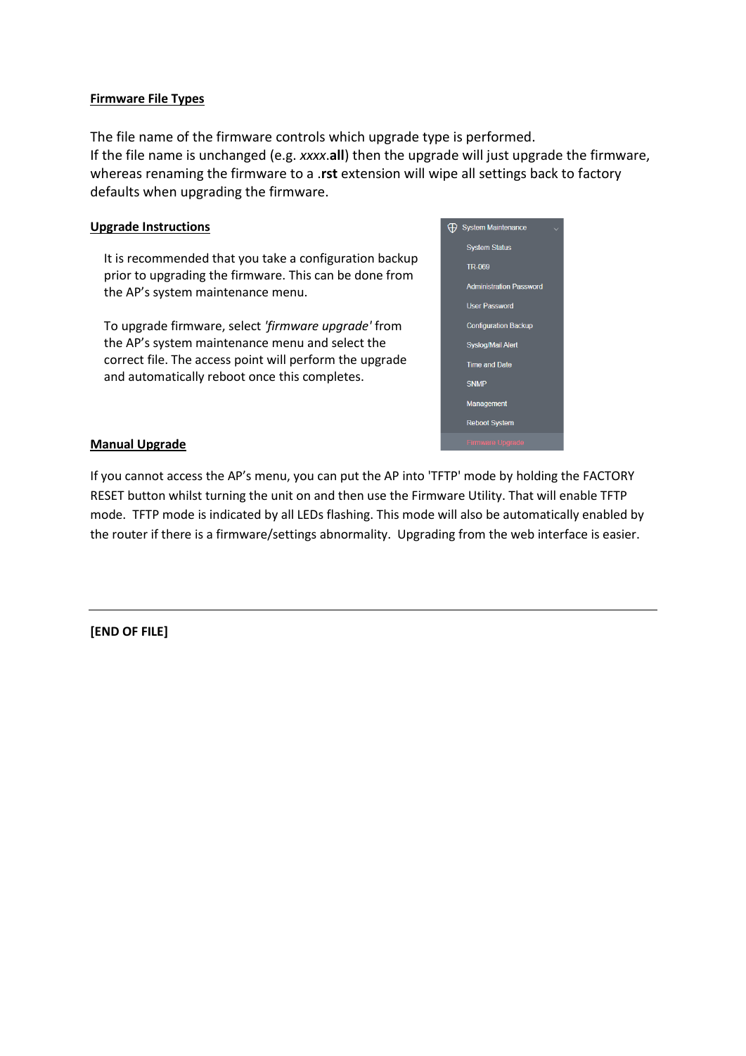**Firmware File Types**

The file name of the firmware controls which upgrade type is performed.
If the file name is unchanged (e.g. *xxxx*.**all**) then the upgrade will just upgrade the firmware, whereas renaming the firmware to a .**rst** extension will wipe all settings back to factory defaults when upgrading the firmware.

**Upgrade Instructions**

It is recommended that you take a configuration backup prior to upgrading the firmware. This can be done from the AP's system maintenance menu.

To upgrade firmware, select *'firmware upgrade'* from the AP's system maintenance menu and select the correct file. The access point will perform the upgrade and automatically reboot once this completes.

- System Maintenance
  - System Status
  - TR-069
  - Administration Password
  - User Password
  - Configuration Backup
  - Syslog/Mail Alert
  - Time and Date
  - SNMP
  - Management
  - Reboot System
  - Firmware Upgrade

**Manual Upgrade**

If you cannot access the AP's menu, you can put the AP into 'TFTP' mode by holding the FACTORY RESET button whilst turning the unit on and then use the Firmware Utility. That will enable TFTP mode. TFTP mode is indicated by all LEDs flashing. This mode will also be automatically enabled by the router if there is a firmware/settings abnormality. Upgrading from the web interface is easier.

---

**[END OF FILE]**